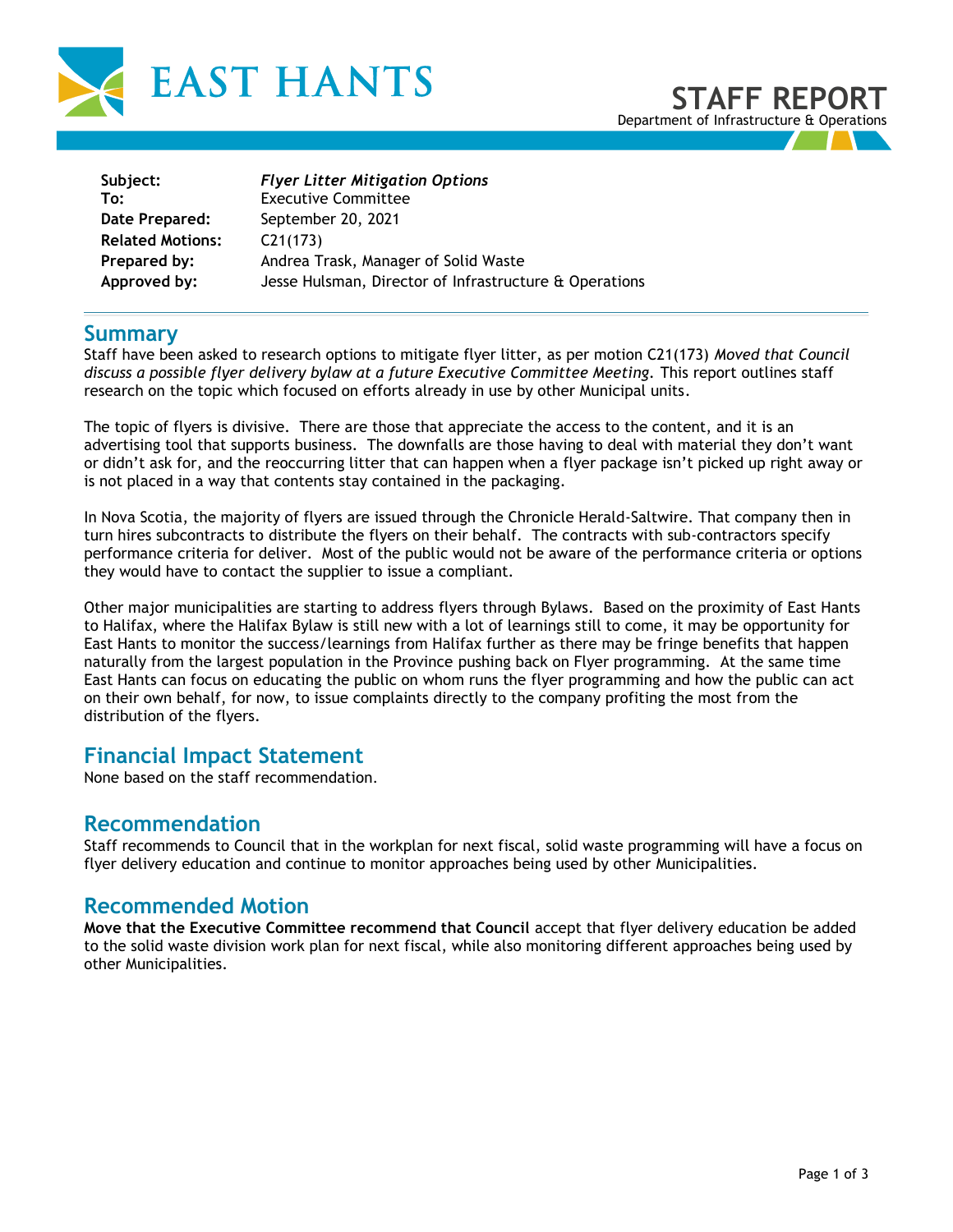EAST HANTS

# STAFF REPORT

Department of Infrastructure & Operations

| | |
|---|---|
| **Subject:** | ***Flyer Litter Mitigation Options*** |
| **To:** | Executive Committee |
| **Date Prepared:** | September 20, 2021 |
| **Related Motions:** | C21(173) |
| **Prepared by:** | Andrea Trask, Manager of Solid Waste |
| **Approved by:** | Jesse Hulsman, Director of Infrastructure & Operations |

## Summary

Staff have been asked to research options to mitigate flyer litter, as per motion C21(173) *Moved that Council discuss a possible flyer delivery bylaw at a future Executive Committee Meeting*. This report outlines staff research on the topic which focused on efforts already in use by other Municipal units.

The topic of flyers is divisive. There are those that appreciate the access to the content, and it is an advertising tool that supports business. The downfalls are those having to deal with material they don't want or didn't ask for, and the reoccurring litter that can happen when a flyer package isn't picked up right away or is not placed in a way that contents stay contained in the packaging.

In Nova Scotia, the majority of flyers are issued through the Chronicle Herald-Saltwire. That company then in turn hires subcontracts to distribute the flyers on their behalf. The contracts with sub-contractors specify performance criteria for deliver. Most of the public would not be aware of the performance criteria or options they would have to contact the supplier to issue a compliant.

Other major municipalities are starting to address flyers through Bylaws. Based on the proximity of East Hants to Halifax, where the Halifax Bylaw is still new with a lot of learnings still to come, it may be opportunity for East Hants to monitor the success/learnings from Halifax further as there may be fringe benefits that happen naturally from the largest population in the Province pushing back on Flyer programming. At the same time East Hants can focus on educating the public on whom runs the flyer programming and how the public can act on their own behalf, for now, to issue complaints directly to the company profiting the most from the distribution of the flyers.

## Financial Impact Statement

None based on the staff recommendation.

## Recommendation

Staff recommends to Council that in the workplan for next fiscal, solid waste programming will have a focus on flyer delivery education and continue to monitor approaches being used by other Municipalities.

## Recommended Motion

**Move that the Executive Committee recommend that Council** accept that flyer delivery education be added to the solid waste division work plan for next fiscal, while also monitoring different approaches being used by other Municipalities.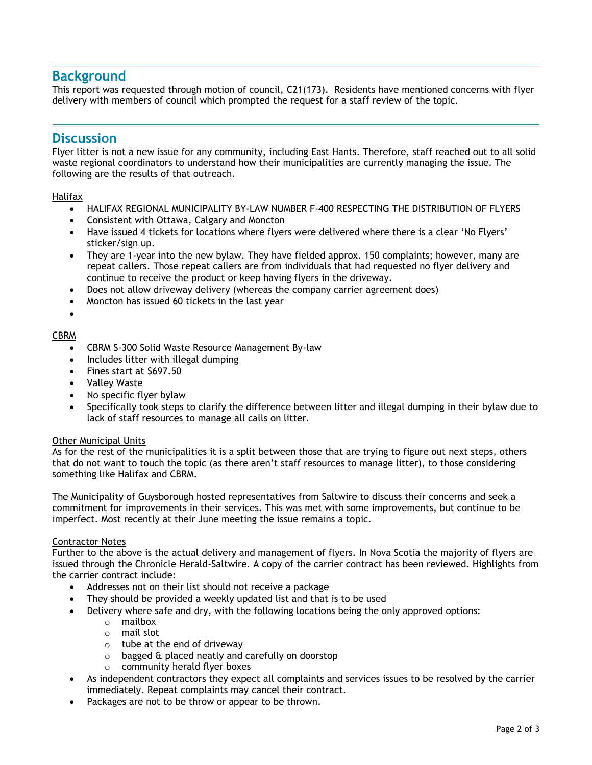## Background

This report was requested through motion of council, C21(173). Residents have mentioned concerns with flyer delivery with members of council which prompted the request for a staff review of the topic.

## Discussion

Flyer litter is not a new issue for any community, including East Hants. Therefore, staff reached out to all solid waste regional coordinators to understand how their municipalities are currently managing the issue. The following are the results of that outreach.

Halifax

- HALIFAX REGIONAL MUNICIPALITY BY-LAW NUMBER F-400 RESPECTING THE DISTRIBUTION OF FLYERS
- Consistent with Ottawa, Calgary and Moncton
- Have issued 4 tickets for locations where flyers were delivered where there is a clear 'No Flyers' sticker/sign up.
- They are 1-year into the new bylaw. They have fielded approx. 150 complaints; however, many are repeat callers. Those repeat callers are from individuals that had requested no flyer delivery and continue to receive the product or keep having flyers in the driveway.
- Does not allow driveway delivery (whereas the company carrier agreement does)
- Moncton has issued 60 tickets in the last year

CBRM

- CBRM S-300 Solid Waste Resource Management By-law
- Includes litter with illegal dumping
- Fines start at $697.50
- Valley Waste
- No specific flyer bylaw
- Specifically took steps to clarify the difference between litter and illegal dumping in their bylaw due to lack of staff resources to manage all calls on litter.

Other Municipal Units

As for the rest of the municipalities it is a split between those that are trying to figure out next steps, others that do not want to touch the topic (as there aren't staff resources to manage litter), to those considering something like Halifax and CBRM.

The Municipality of Guysborough hosted representatives from Saltwire to discuss their concerns and seek a commitment for improvements in their services. This was met with some improvements, but continue to be imperfect. Most recently at their June meeting the issue remains a topic.

Contractor Notes

Further to the above is the actual delivery and management of flyers. In Nova Scotia the majority of flyers are issued through the Chronicle Herald-Saltwire. A copy of the carrier contract has been reviewed. Highlights from the carrier contract include:

- Addresses not on their list should not receive a package
- They should be provided a weekly updated list and that is to be used
- Delivery where safe and dry, with the following locations being the only approved options:
  - mailbox
  - mail slot
  - tube at the end of driveway
  - bagged & placed neatly and carefully on doorstop
  - community herald flyer boxes
- As independent contractors they expect all complaints and services issues to be resolved by the carrier immediately. Repeat complaints may cancel their contract.
- Packages are not to be throw or appear to be thrown.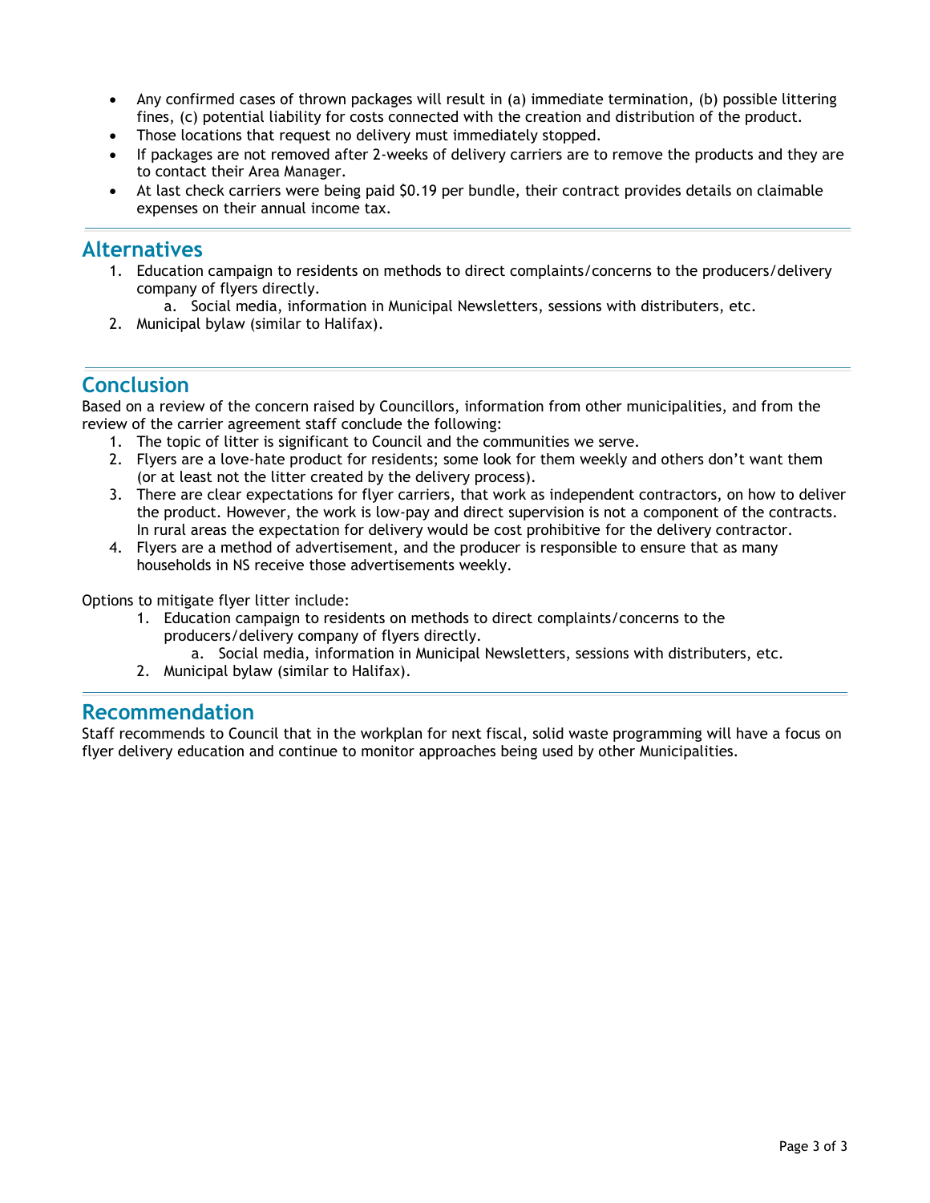- Any confirmed cases of thrown packages will result in (a) immediate termination, (b) possible littering fines, (c) potential liability for costs connected with the creation and distribution of the product.
- Those locations that request no delivery must immediately stopped.
- If packages are not removed after 2-weeks of delivery carriers are to remove the products and they are to contact their Area Manager.
- At last check carriers were being paid $0.19 per bundle, their contract provides details on claimable expenses on their annual income tax.

## Alternatives

1. Education campaign to residents on methods to direct complaints/concerns to the producers/delivery company of flyers directly.
    a. Social media, information in Municipal Newsletters, sessions with distributers, etc.
2. Municipal bylaw (similar to Halifax).

## Conclusion

Based on a review of the concern raised by Councillors, information from other municipalities, and from the review of the carrier agreement staff conclude the following:

1. The topic of litter is significant to Council and the communities we serve.
2. Flyers are a love-hate product for residents; some look for them weekly and others don't want them (or at least not the litter created by the delivery process).
3. There are clear expectations for flyer carriers, that work as independent contractors, on how to deliver the product. However, the work is low-pay and direct supervision is not a component of the contracts. In rural areas the expectation for delivery would be cost prohibitive for the delivery contractor.
4. Flyers are a method of advertisement, and the producer is responsible to ensure that as many households in NS receive those advertisements weekly.

Options to mitigate flyer litter include:

1. Education campaign to residents on methods to direct complaints/concerns to the producers/delivery company of flyers directly.
    a. Social media, information in Municipal Newsletters, sessions with distributers, etc.
2. Municipal bylaw (similar to Halifax).

## Recommendation

Staff recommends to Council that in the workplan for next fiscal, solid waste programming will have a focus on flyer delivery education and continue to monitor approaches being used by other Municipalities.